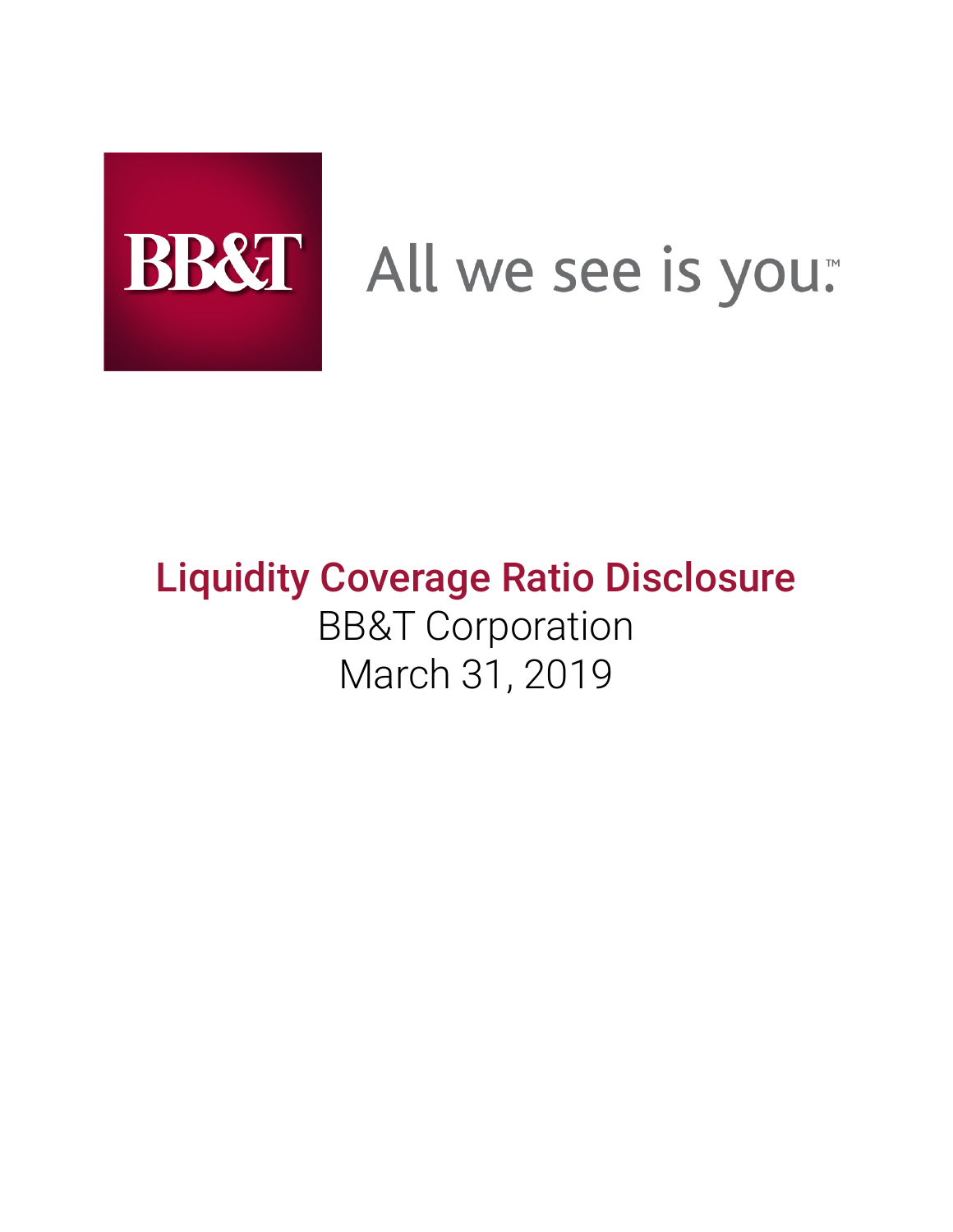BB&T

All we see is you.™

# Liquidity Coverage Ratio Disclosure

BB&T Corporation

March 31, 2019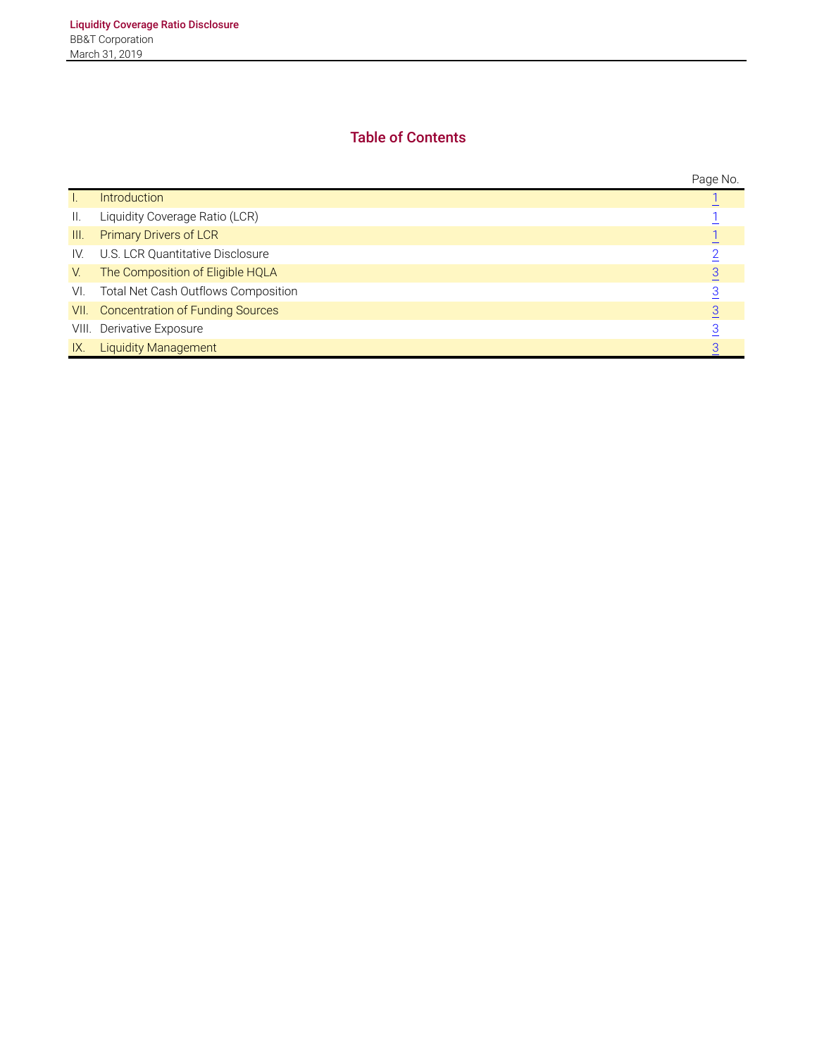## Table of Contents

| | | Page No. |
|---|---|---|
| I. | Introduction | 1 |
| II. | Liquidity Coverage Ratio (LCR) | 1 |
| III. | Primary Drivers of LCR | 1 |
| IV. | U.S. LCR Quantitative Disclosure | 2 |
| V. | The Composition of Eligible HQLA | 3 |
| VI. | Total Net Cash Outflows Composition | 3 |
| VII. | Concentration of Funding Sources | 3 |
| VIII. | Derivative Exposure | 3 |
| IX. | Liquidity Management | 3 |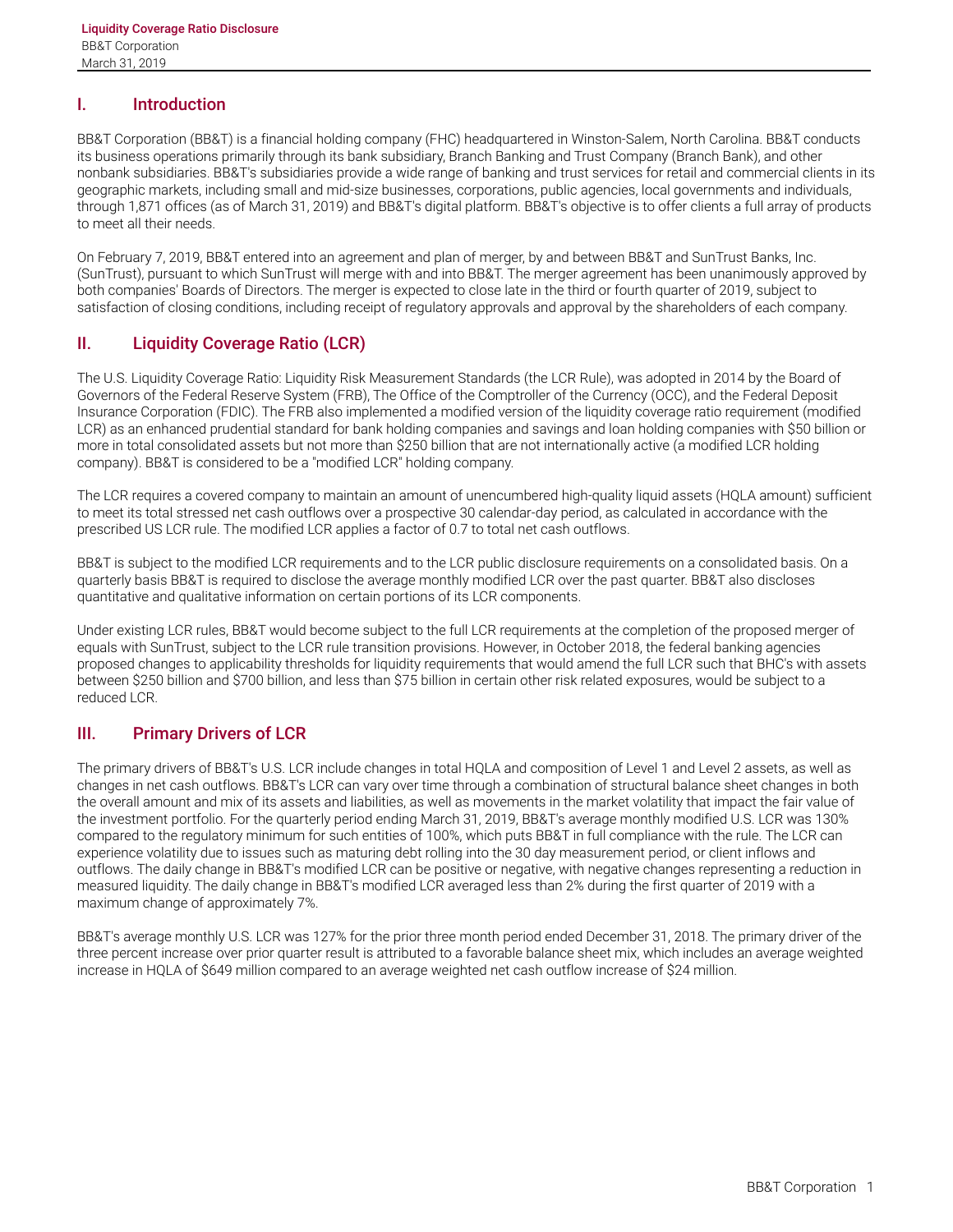## I. Introduction

BB&T Corporation (BB&T) is a financial holding company (FHC) headquartered in Winston-Salem, North Carolina. BB&T conducts its business operations primarily through its bank subsidiary, Branch Banking and Trust Company (Branch Bank), and other nonbank subsidiaries. BB&T's subsidiaries provide a wide range of banking and trust services for retail and commercial clients in its geographic markets, including small and mid-size businesses, corporations, public agencies, local governments and individuals, through 1,871 offices (as of March 31, 2019) and BB&T's digital platform. BB&T's objective is to offer clients a full array of products to meet all their needs.

On February 7, 2019, BB&T entered into an agreement and plan of merger, by and between BB&T and SunTrust Banks, Inc. (SunTrust), pursuant to which SunTrust will merge with and into BB&T. The merger agreement has been unanimously approved by both companies' Boards of Directors. The merger is expected to close late in the third or fourth quarter of 2019, subject to satisfaction of closing conditions, including receipt of regulatory approvals and approval by the shareholders of each company.

## II. Liquidity Coverage Ratio (LCR)

The U.S. Liquidity Coverage Ratio: Liquidity Risk Measurement Standards (the LCR Rule), was adopted in 2014 by the Board of Governors of the Federal Reserve System (FRB), The Office of the Comptroller of the Currency (OCC), and the Federal Deposit Insurance Corporation (FDIC). The FRB also implemented a modified version of the liquidity coverage ratio requirement (modified LCR) as an enhanced prudential standard for bank holding companies and savings and loan holding companies with $50 billion or more in total consolidated assets but not more than $250 billion that are not internationally active (a modified LCR holding company). BB&T is considered to be a "modified LCR" holding company.

The LCR requires a covered company to maintain an amount of unencumbered high-quality liquid assets (HQLA amount) sufficient to meet its total stressed net cash outflows over a prospective 30 calendar-day period, as calculated in accordance with the prescribed US LCR rule. The modified LCR applies a factor of 0.7 to total net cash outflows.

BB&T is subject to the modified LCR requirements and to the LCR public disclosure requirements on a consolidated basis. On a quarterly basis BB&T is required to disclose the average monthly modified LCR over the past quarter. BB&T also discloses quantitative and qualitative information on certain portions of its LCR components.

Under existing LCR rules, BB&T would become subject to the full LCR requirements at the completion of the proposed merger of equals with SunTrust, subject to the LCR rule transition provisions. However, in October 2018, the federal banking agencies proposed changes to applicability thresholds for liquidity requirements that would amend the full LCR such that BHC's with assets between $250 billion and $700 billion, and less than $75 billion in certain other risk related exposures, would be subject to a reduced LCR.

## III. Primary Drivers of LCR

The primary drivers of BB&T's U.S. LCR include changes in total HQLA and composition of Level 1 and Level 2 assets, as well as changes in net cash outflows. BB&T's LCR can vary over time through a combination of structural balance sheet changes in both the overall amount and mix of its assets and liabilities, as well as movements in the market volatility that impact the fair value of the investment portfolio. For the quarterly period ending March 31, 2019, BB&T's average monthly modified U.S. LCR was 130% compared to the regulatory minimum for such entities of 100%, which puts BB&T in full compliance with the rule. The LCR can experience volatility due to issues such as maturing debt rolling into the 30 day measurement period, or client inflows and outflows. The daily change in BB&T's modified LCR can be positive or negative, with negative changes representing a reduction in measured liquidity. The daily change in BB&T's modified LCR averaged less than 2% during the first quarter of 2019 with a maximum change of approximately 7%.

BB&T's average monthly U.S. LCR was 127% for the prior three month period ended December 31, 2018. The primary driver of the three percent increase over prior quarter result is attributed to a favorable balance sheet mix, which includes an average weighted increase in HQLA of $649 million compared to an average weighted net cash outflow increase of $24 million.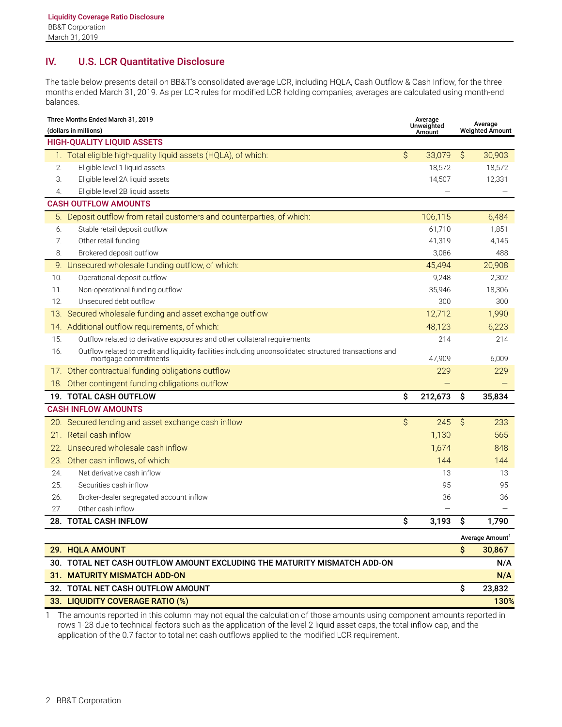## IV. U.S. LCR Quantitative Disclosure

The table below presents detail on BB&T's consolidated average LCR, including HQLA, Cash Outflow & Cash Inflow, for the three months ended March 31, 2019. As per LCR rules for modified LCR holding companies, averages are calculated using month-end balances.

| Three Months Ended March 31, 2019 (dollars in millions) | Average Unweighted Amount | Average Weighted Amount |
|---|---|---|
| **HIGH-QUALITY LIQUID ASSETS** | | |
| 1. Total eligible high-quality liquid assets (HQLA), of which: | $ 33,079 | $ 30,903 |
| 2. Eligible level 1 liquid assets | 18,572 | 18,572 |
| 3. Eligible level 2A liquid assets | 14,507 | 12,331 |
| 4. Eligible level 2B liquid assets | — | — |
| **CASH OUTFLOW AMOUNTS** | | |
| 5. Deposit outflow from retail customers and counterparties, of which: | 106,115 | 6,484 |
| 6. Stable retail deposit outflow | 61,710 | 1,851 |
| 7. Other retail funding | 41,319 | 4,145 |
| 8. Brokered deposit outflow | 3,086 | 488 |
| 9. Unsecured wholesale funding outflow, of which: | 45,494 | 20,908 |
| 10. Operational deposit outflow | 9,248 | 2,302 |
| 11. Non-operational funding outflow | 35,946 | 18,306 |
| 12. Unsecured debt outflow | 300 | 300 |
| 13. Secured wholesale funding and asset exchange outflow | 12,712 | 1,990 |
| 14. Additional outflow requirements, of which: | 48,123 | 6,223 |
| 15. Outflow related to derivative exposures and other collateral requirements | 214 | 214 |
| 16. Outflow related to credit and liquidity facilities including unconsolidated structured transactions and mortgage commitments | 47,909 | 6,009 |
| 17. Other contractual funding obligations outflow | 229 | 229 |
| 18. Other contingent funding obligations outflow | — | — |
| **19. TOTAL CASH OUTFLOW** | **$ 212,673** | **$ 35,834** |
| **CASH INFLOW AMOUNTS** | | |
| 20. Secured lending and asset exchange cash inflow | $ 245 | $ 233 |
| 21. Retail cash inflow | 1,130 | 565 |
| 22. Unsecured wholesale cash inflow | 1,674 | 848 |
| 23. Other cash inflows, of which: | 144 | 144 |
| 24. Net derivative cash inflow | 13 | 13 |
| 25. Securities cash inflow | 95 | 95 |
| 26. Broker-dealer segregated account inflow | 36 | 36 |
| 27. Other cash inflow | — | — |
| **28. TOTAL CASH INFLOW** | **$ 3,193** | **$ 1,790** |

| | Average Amount[1] |
|---|---|
| **29. HQLA AMOUNT** | **$ 30,867** |
| **30. TOTAL NET CASH OUTFLOW AMOUNT EXCLUDING THE MATURITY MISMATCH ADD-ON** | **N/A** |
| **31. MATURITY MISMATCH ADD-ON** | **N/A** |
| **32. TOTAL NET CASH OUTFLOW AMOUNT** | **$ 23,832** |
| **33. LIQUIDITY COVERAGE RATIO (%)** | **130%** |

1 The amounts reported in this column may not equal the calculation of those amounts using component amounts reported in rows 1-28 due to technical factors such as the application of the level 2 liquid asset caps, the total inflow cap, and the application of the 0.7 factor to total net cash outflows applied to the modified LCR requirement.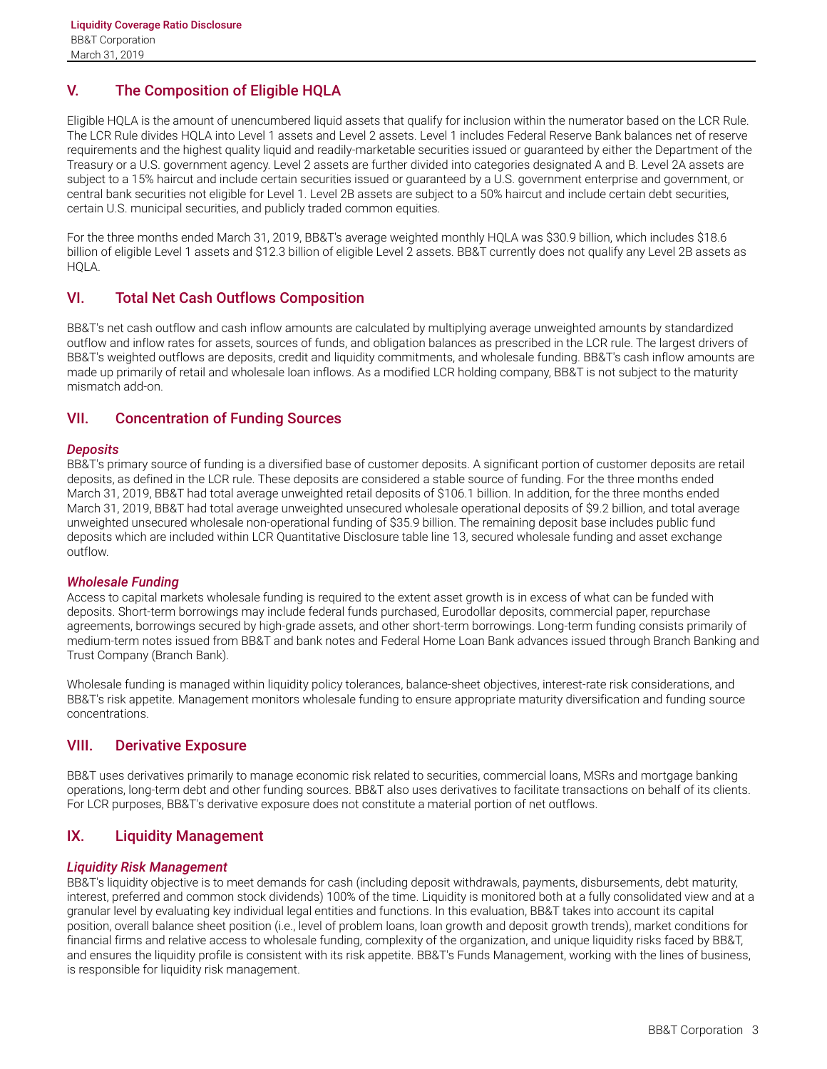## V. The Composition of Eligible HQLA

Eligible HQLA is the amount of unencumbered liquid assets that qualify for inclusion within the numerator based on the LCR Rule. The LCR Rule divides HQLA into Level 1 assets and Level 2 assets. Level 1 includes Federal Reserve Bank balances net of reserve requirements and the highest quality liquid and readily-marketable securities issued or guaranteed by either the Department of the Treasury or a U.S. government agency. Level 2 assets are further divided into categories designated A and B. Level 2A assets are subject to a 15% haircut and include certain securities issued or guaranteed by a U.S. government enterprise and government, or central bank securities not eligible for Level 1. Level 2B assets are subject to a 50% haircut and include certain debt securities, certain U.S. municipal securities, and publicly traded common equities.

For the three months ended March 31, 2019, BB&T's average weighted monthly HQLA was $30.9 billion, which includes $18.6 billion of eligible Level 1 assets and $12.3 billion of eligible Level 2 assets. BB&T currently does not qualify any Level 2B assets as HQLA.

## VI. Total Net Cash Outflows Composition

BB&T's net cash outflow and cash inflow amounts are calculated by multiplying average unweighted amounts by standardized outflow and inflow rates for assets, sources of funds, and obligation balances as prescribed in the LCR rule. The largest drivers of BB&T's weighted outflows are deposits, credit and liquidity commitments, and wholesale funding. BB&T's cash inflow amounts are made up primarily of retail and wholesale loan inflows. As a modified LCR holding company, BB&T is not subject to the maturity mismatch add-on.

## VII. Concentration of Funding Sources

### *Deposits*

BB&T's primary source of funding is a diversified base of customer deposits. A significant portion of customer deposits are retail deposits, as defined in the LCR rule. These deposits are considered a stable source of funding. For the three months ended March 31, 2019, BB&T had total average unweighted retail deposits of $106.1 billion. In addition, for the three months ended March 31, 2019, BB&T had total average unweighted unsecured wholesale operational deposits of $9.2 billion, and total average unweighted unsecured wholesale non-operational funding of $35.9 billion. The remaining deposit base includes public fund deposits which are included within LCR Quantitative Disclosure table line 13, secured wholesale funding and asset exchange outflow.

### *Wholesale Funding*

Access to capital markets wholesale funding is required to the extent asset growth is in excess of what can be funded with deposits. Short-term borrowings may include federal funds purchased, Eurodollar deposits, commercial paper, repurchase agreements, borrowings secured by high-grade assets, and other short-term borrowings. Long-term funding consists primarily of medium-term notes issued from BB&T and bank notes and Federal Home Loan Bank advances issued through Branch Banking and Trust Company (Branch Bank).

Wholesale funding is managed within liquidity policy tolerances, balance-sheet objectives, interest-rate risk considerations, and BB&T's risk appetite. Management monitors wholesale funding to ensure appropriate maturity diversification and funding source concentrations.

## VIII. Derivative Exposure

BB&T uses derivatives primarily to manage economic risk related to securities, commercial loans, MSRs and mortgage banking operations, long-term debt and other funding sources. BB&T also uses derivatives to facilitate transactions on behalf of its clients. For LCR purposes, BB&T's derivative exposure does not constitute a material portion of net outflows.

## IX. Liquidity Management

### *Liquidity Risk Management*

BB&T's liquidity objective is to meet demands for cash (including deposit withdrawals, payments, disbursements, debt maturity, interest, preferred and common stock dividends) 100% of the time. Liquidity is monitored both at a fully consolidated view and at a granular level by evaluating key individual legal entities and functions. In this evaluation, BB&T takes into account its capital position, overall balance sheet position (i.e., level of problem loans, loan growth and deposit growth trends), market conditions for financial firms and relative access to wholesale funding, complexity of the organization, and unique liquidity risks faced by BB&T, and ensures the liquidity profile is consistent with its risk appetite. BB&T's Funds Management, working with the lines of business, is responsible for liquidity risk management.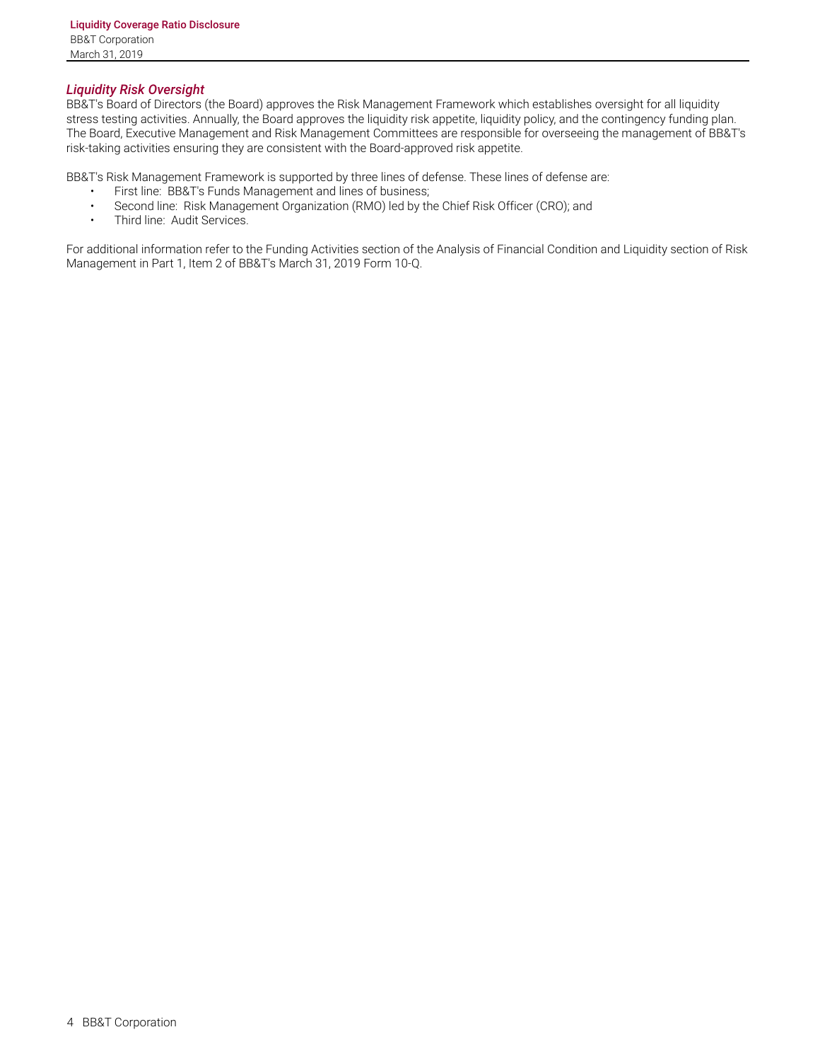### *Liquidity Risk Oversight*

BB&T's Board of Directors (the Board) approves the Risk Management Framework which establishes oversight for all liquidity stress testing activities. Annually, the Board approves the liquidity risk appetite, liquidity policy, and the contingency funding plan. The Board, Executive Management and Risk Management Committees are responsible for overseeing the management of BB&T's risk-taking activities ensuring they are consistent with the Board-approved risk appetite.

BB&T's Risk Management Framework is supported by three lines of defense. These lines of defense are:

- First line: BB&T's Funds Management and lines of business;
- Second line: Risk Management Organization (RMO) led by the Chief Risk Officer (CRO); and
- Third line: Audit Services.

For additional information refer to the Funding Activities section of the Analysis of Financial Condition and Liquidity section of Risk Management in Part 1, Item 2 of BB&T's March 31, 2019 Form 10-Q.